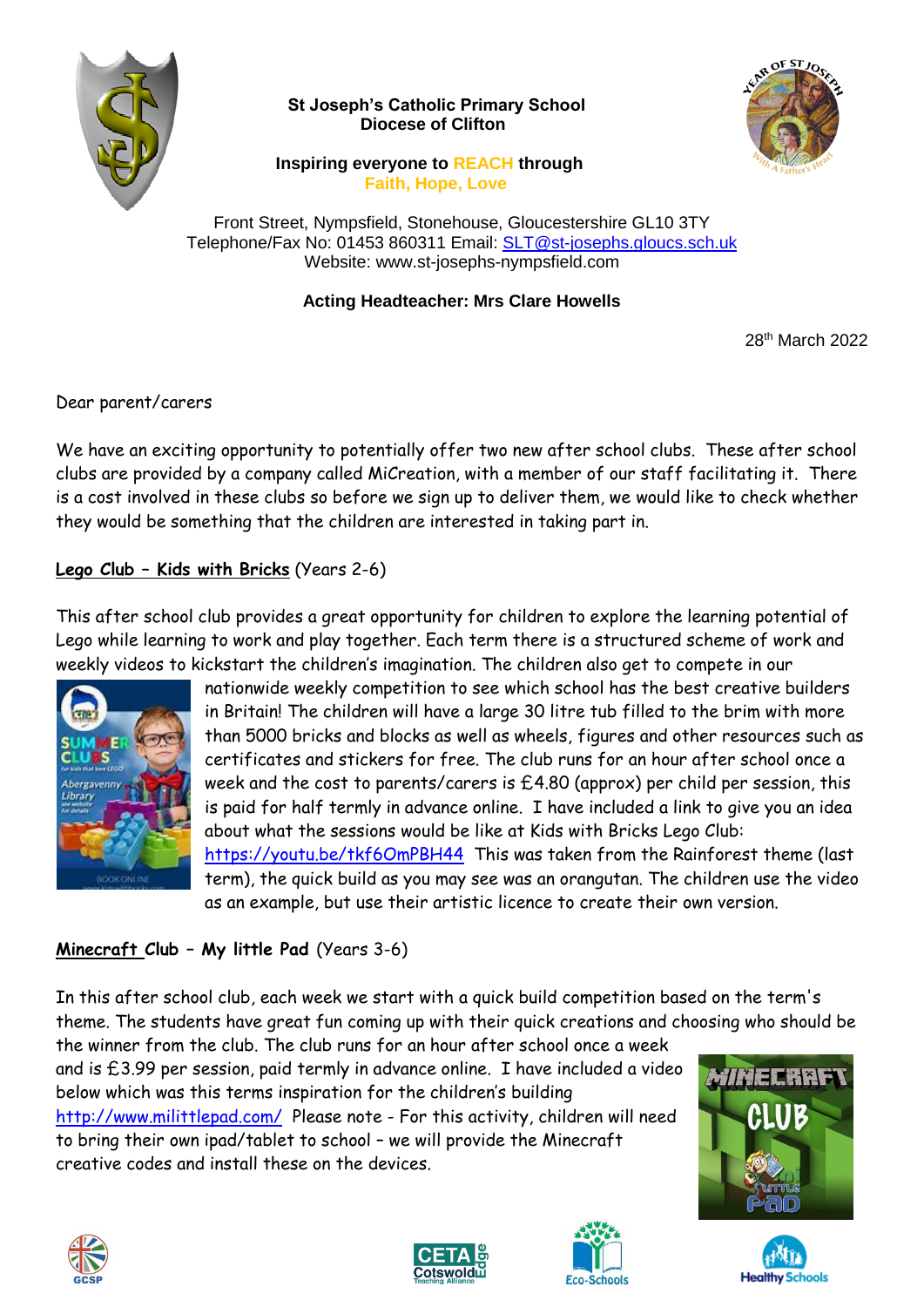**St Joseph's Catholic Primary School**
**Diocese of Clifton**

**Inspiring everyone to REACH through**
**Faith, Hope, Love**

Front Street, Nympsfield, Stonehouse, Gloucestershire GL10 3TY
Telephone/Fax No: 01453 860311 Email: SLT@st-josephs.gloucs.sch.uk
Website: www.st-josephs-nympsfield.com

**Acting Headteacher: Mrs Clare Howells**

28th March 2022

Dear parent/carers

We have an exciting opportunity to potentially offer two new after school clubs. These after school clubs are provided by a company called MiCreation, with a member of our staff facilitating it. There is a cost involved in these clubs so before we sign up to deliver them, we would like to check whether they would be something that the children are interested in taking part in.

**Lego Club – Kids with Bricks** (Years 2-6)

This after school club provides a great opportunity for children to explore the learning potential of Lego while learning to work and play together. Each term there is a structured scheme of work and weekly videos to kickstart the children's imagination. The children also get to compete in our nationwide weekly competition to see which school has the best creative builders in Britain! The children will have a large 30 litre tub filled to the brim with more than 5000 bricks and blocks as well as wheels, figures and other resources such as certificates and stickers for free. The club runs for an hour after school once a week and the cost to parents/carers is £4.80 (approx) per child per session, this is paid for half termly in advance online. I have included a link to give you an idea about what the sessions would be like at Kids with Bricks Lego Club: https://youtu.be/tkf6OmPBH44 This was taken from the Rainforest theme (last term), the quick build as you may see was an orangutan. The children use the video as an example, but use their artistic licence to create their own version.

**Minecraft Club – My little Pad** (Years 3-6)

In this after school club, each week we start with a quick build competition based on the term's theme. The students have great fun coming up with their quick creations and choosing who should be the winner from the club. The club runs for an hour after school once a week and is £3.99 per session, paid termly in advance online. I have included a video below which was this terms inspiration for the children's building http://www.milittlepad.com/ Please note - For this activity, children will need to bring their own ipad/tablet to school – we will provide the Minecraft creative codes and install these on the devices.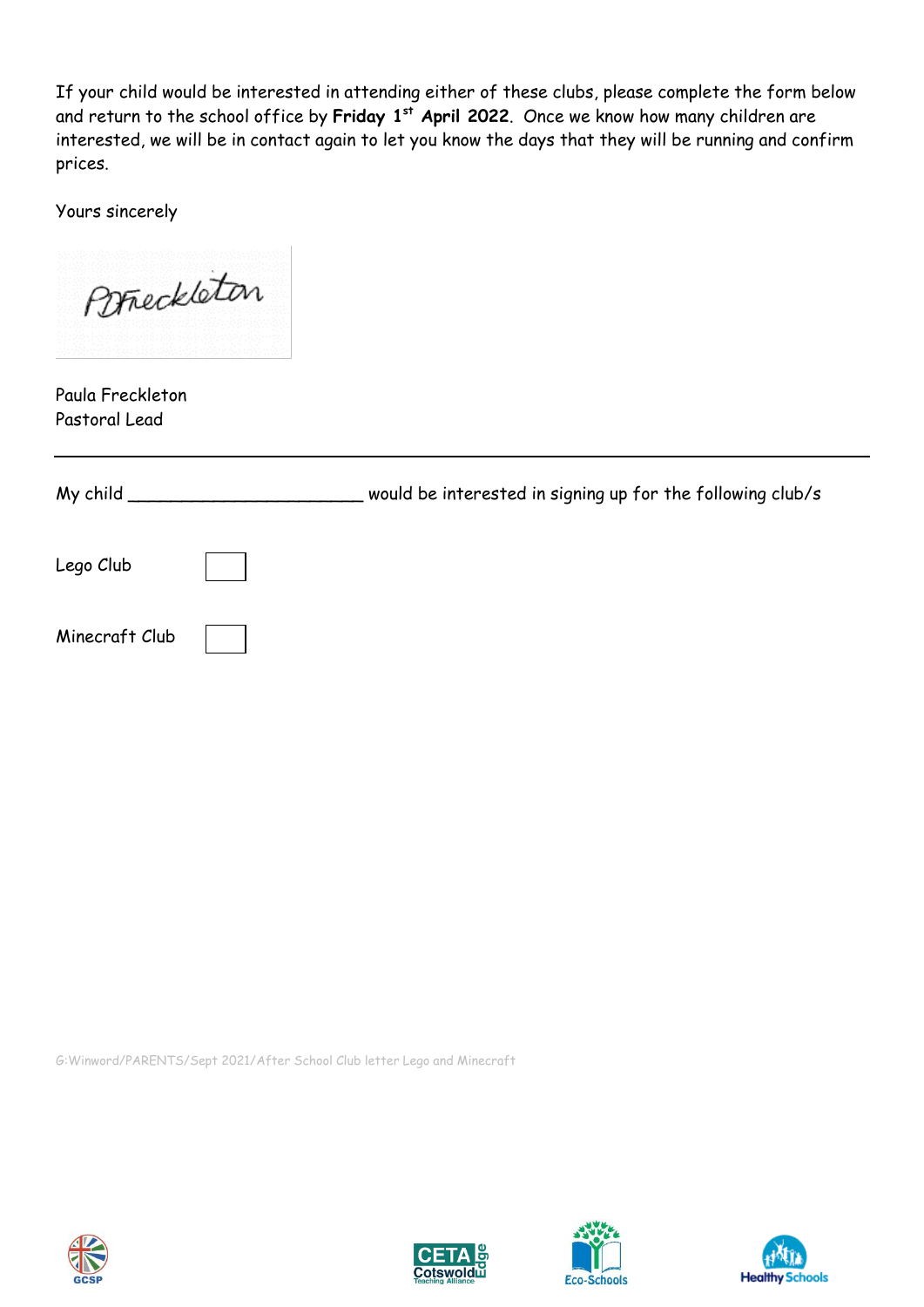If your child would be interested in attending either of these clubs, please complete the form below and return to the school office by **Friday 1st April 2022**. Once we know how many children are interested, we will be in contact again to let you know the days that they will be running and confirm prices.

Yours sincerely

Paula Freckleton
Pastoral Lead

---

My child ______________________ would be interested in signing up for the following club/s

Lego Club ☐

Minecraft Club ☐

G:Winword/PARENTS/Sept 2021/After School Club letter Lego and Minecraft